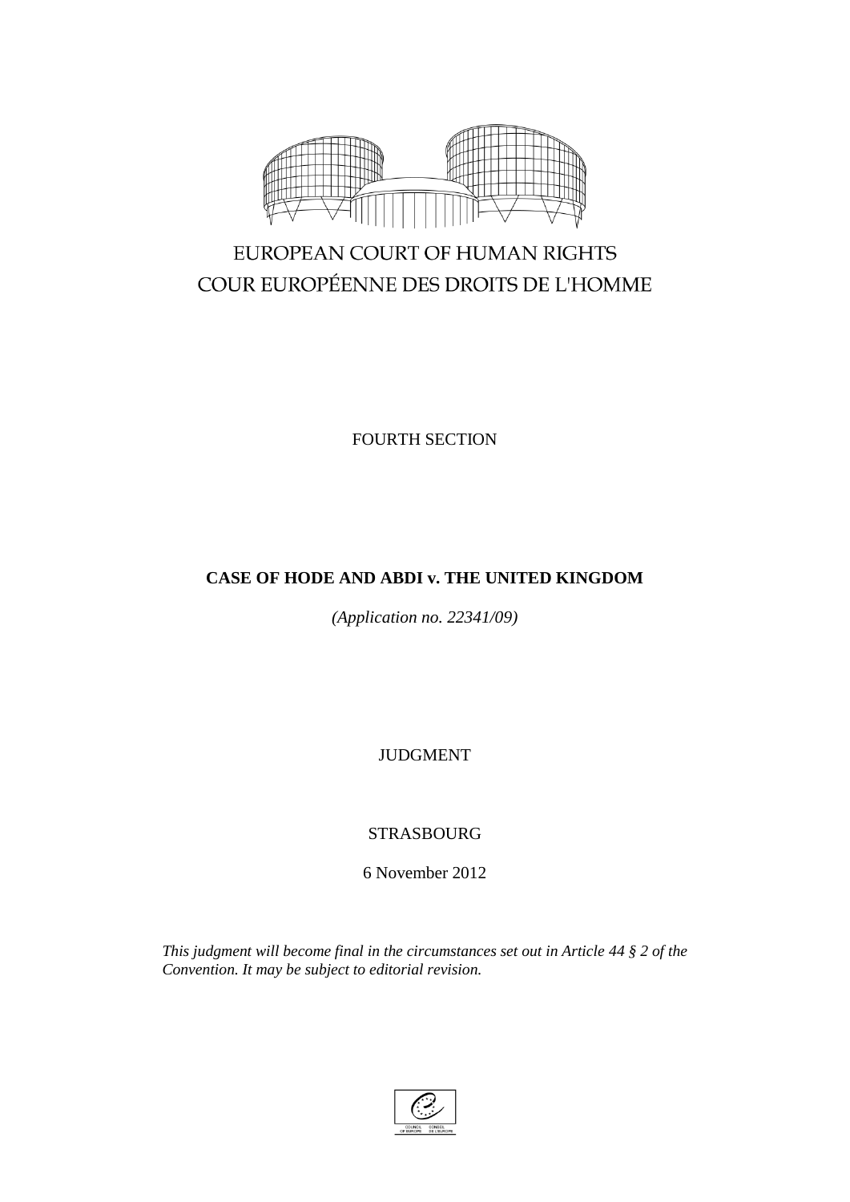EUROPEAN COURT OF HUMAN RIGHTS
COUR EUROPÉENNE DES DROITS DE L'HOMME

FOURTH SECTION

**CASE OF HODE AND ABDI v. THE UNITED KINGDOM**

*(Application no. 22341/09)*

JUDGMENT

STRASBOURG

6 November 2012

*This judgment will become final in the circumstances set out in Article 44 § 2 of the Convention. It may be subject to editorial revision.*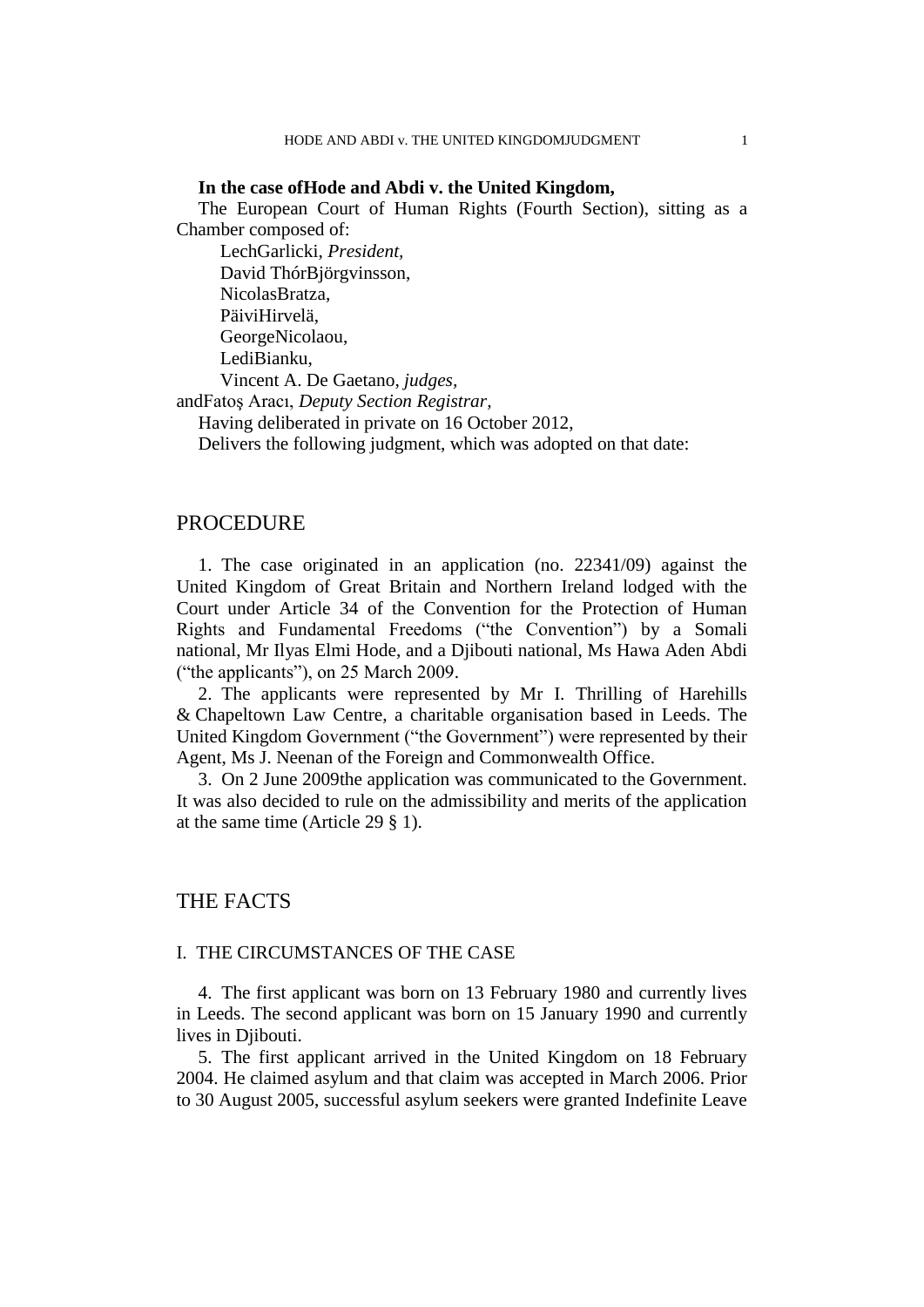**In the case ofHode and Abdi v. the United Kingdom,**

The European Court of Human Rights (Fourth Section), sitting as a Chamber composed of:

LechGarlicki, *President*,
David ThórBjörgvinsson,
NicolasBratza,
PäiviHirvelä,
GeorgeNicolaou,
LediBianku,
Vincent A. De Gaetano, *judges,*
andFatoş Aracı, *Deputy Section Registrar,*

Having deliberated in private on 16 October 2012,

Delivers the following judgment, which was adopted on that date:

# PROCEDURE

1. The case originated in an application (no. 22341/09) against the United Kingdom of Great Britain and Northern Ireland lodged with the Court under Article 34 of the Convention for the Protection of Human Rights and Fundamental Freedoms ("the Convention") by a Somali national, Mr Ilyas Elmi Hode, and a Djibouti national, Ms Hawa Aden Abdi ("the applicants"), on 25 March 2009.

2. The applicants were represented by Mr I. Thrilling of Harehills & Chapeltown Law Centre, a charitable organisation based in Leeds. The United Kingdom Government ("the Government") were represented by their Agent, Ms J. Neenan of the Foreign and Commonwealth Office.

3. On 2 June 2009the application was communicated to the Government. It was also decided to rule on the admissibility and merits of the application at the same time (Article 29 § 1).

# THE FACTS

## I. THE CIRCUMSTANCES OF THE CASE

4. The first applicant was born on 13 February 1980 and currently lives in Leeds. The second applicant was born on 15 January 1990 and currently lives in Djibouti.

5. The first applicant arrived in the United Kingdom on 18 February 2004. He claimed asylum and that claim was accepted in March 2006. Prior to 30 August 2005, successful asylum seekers were granted Indefinite Leave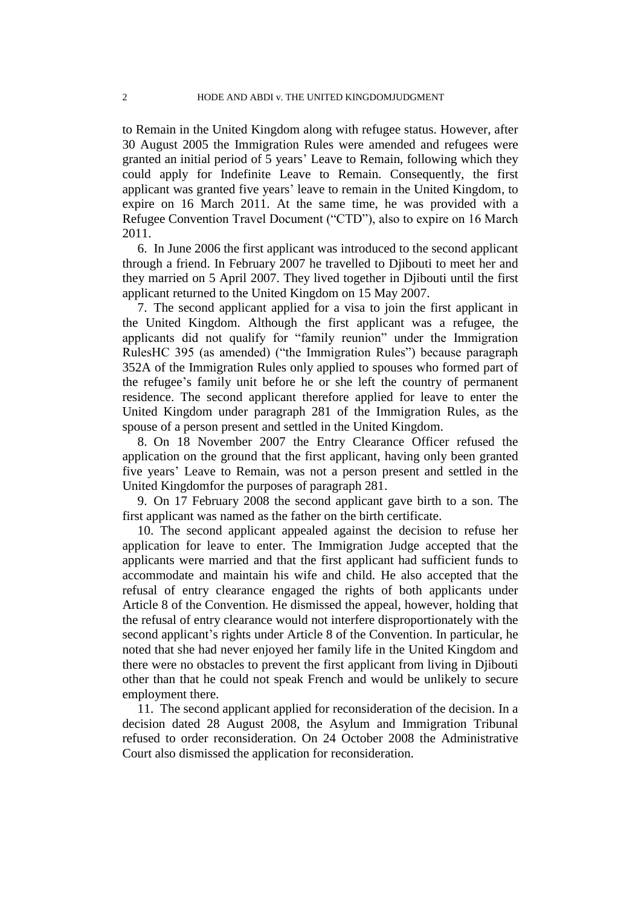to Remain in the United Kingdom along with refugee status. However, after 30 August 2005 the Immigration Rules were amended and refugees were granted an initial period of 5 years' Leave to Remain, following which they could apply for Indefinite Leave to Remain. Consequently, the first applicant was granted five years' leave to remain in the United Kingdom, to expire on 16 March 2011. At the same time, he was provided with a Refugee Convention Travel Document ("CTD"), also to expire on 16 March 2011.

6. In June 2006 the first applicant was introduced to the second applicant through a friend. In February 2007 he travelled to Djibouti to meet her and they married on 5 April 2007. They lived together in Djibouti until the first applicant returned to the United Kingdom on 15 May 2007.

7. The second applicant applied for a visa to join the first applicant in the United Kingdom. Although the first applicant was a refugee, the applicants did not qualify for "family reunion" under the Immigration RulesHC 395 (as amended) ("the Immigration Rules") because paragraph 352A of the Immigration Rules only applied to spouses who formed part of the refugee's family unit before he or she left the country of permanent residence. The second applicant therefore applied for leave to enter the United Kingdom under paragraph 281 of the Immigration Rules, as the spouse of a person present and settled in the United Kingdom.

8. On 18 November 2007 the Entry Clearance Officer refused the application on the ground that the first applicant, having only been granted five years' Leave to Remain, was not a person present and settled in the United Kingdomfor the purposes of paragraph 281.

9. On 17 February 2008 the second applicant gave birth to a son. The first applicant was named as the father on the birth certificate.

10. The second applicant appealed against the decision to refuse her application for leave to enter. The Immigration Judge accepted that the applicants were married and that the first applicant had sufficient funds to accommodate and maintain his wife and child. He also accepted that the refusal of entry clearance engaged the rights of both applicants under Article 8 of the Convention. He dismissed the appeal, however, holding that the refusal of entry clearance would not interfere disproportionately with the second applicant's rights under Article 8 of the Convention. In particular, he noted that she had never enjoyed her family life in the United Kingdom and there were no obstacles to prevent the first applicant from living in Djibouti other than that he could not speak French and would be unlikely to secure employment there.

11. The second applicant applied for reconsideration of the decision. In a decision dated 28 August 2008, the Asylum and Immigration Tribunal refused to order reconsideration. On 24 October 2008 the Administrative Court also dismissed the application for reconsideration.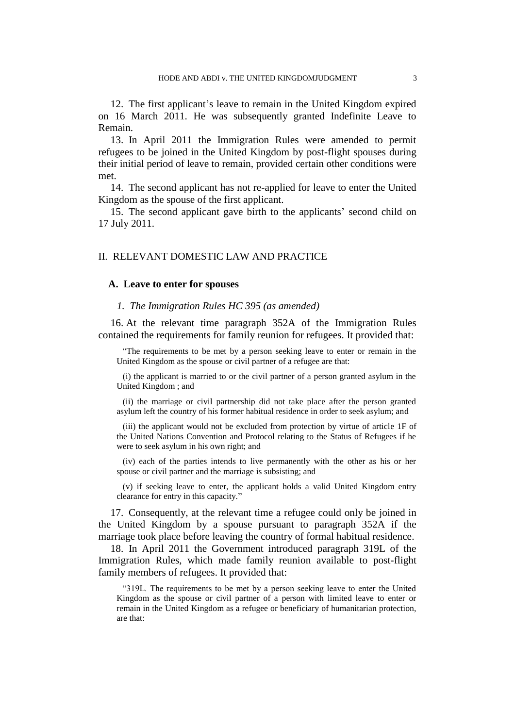12. The first applicant's leave to remain in the United Kingdom expired on 16 March 2011. He was subsequently granted Indefinite Leave to Remain.

13. In April 2011 the Immigration Rules were amended to permit refugees to be joined in the United Kingdom by post-flight spouses during their initial period of leave to remain, provided certain other conditions were met.

14. The second applicant has not re-applied for leave to enter the United Kingdom as the spouse of the first applicant.

15. The second applicant gave birth to the applicants' second child on 17 July 2011.

## II. RELEVANT DOMESTIC LAW AND PRACTICE

### A. Leave to enter for spouses

#### *1. The Immigration Rules HC 395 (as amended)*

16. At the relevant time paragraph 352A of the Immigration Rules contained the requirements for family reunion for refugees. It provided that:

> "The requirements to be met by a person seeking leave to enter or remain in the United Kingdom as the spouse or civil partner of a refugee are that:
>
> (i) the applicant is married to or the civil partner of a person granted asylum in the United Kingdom ; and
>
> (ii) the marriage or civil partnership did not take place after the person granted asylum left the country of his former habitual residence in order to seek asylum; and
>
> (iii) the applicant would not be excluded from protection by virtue of article 1F of the United Nations Convention and Protocol relating to the Status of Refugees if he were to seek asylum in his own right; and
>
> (iv) each of the parties intends to live permanently with the other as his or her spouse or civil partner and the marriage is subsisting; and
>
> (v) if seeking leave to enter, the applicant holds a valid United Kingdom entry clearance for entry in this capacity."

17. Consequently, at the relevant time a refugee could only be joined in the United Kingdom by a spouse pursuant to paragraph 352A if the marriage took place before leaving the country of formal habitual residence.

18. In April 2011 the Government introduced paragraph 319L of the Immigration Rules, which made family reunion available to post-flight family members of refugees. It provided that:

> "319L. The requirements to be met by a person seeking leave to enter the United Kingdom as the spouse or civil partner of a person with limited leave to enter or remain in the United Kingdom as a refugee or beneficiary of humanitarian protection, are that: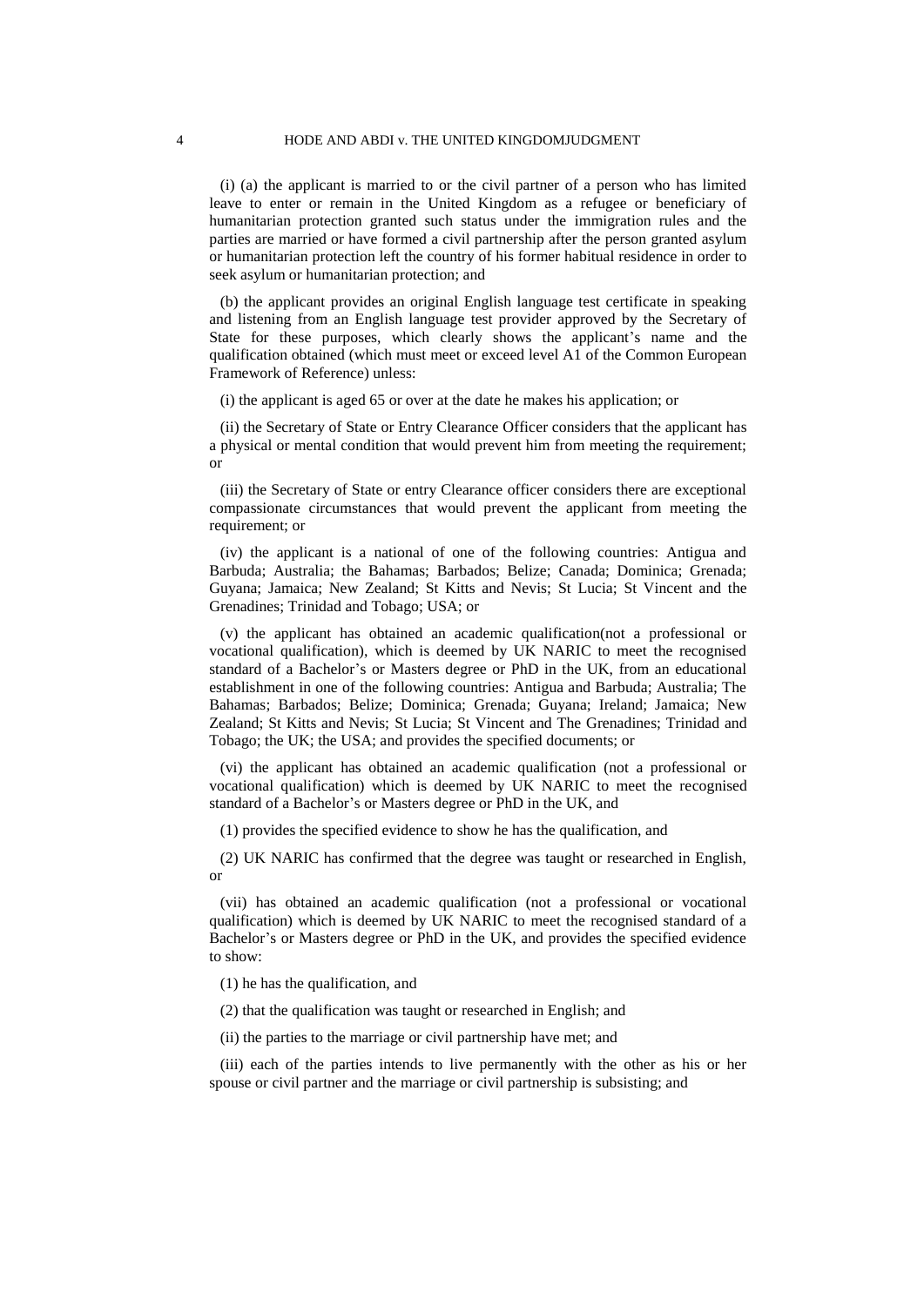(i) (a) the applicant is married to or the civil partner of a person who has limited leave to enter or remain in the United Kingdom as a refugee or beneficiary of humanitarian protection granted such status under the immigration rules and the parties are married or have formed a civil partnership after the person granted asylum or humanitarian protection left the country of his former habitual residence in order to seek asylum or humanitarian protection; and

(b) the applicant provides an original English language test certificate in speaking and listening from an English language test provider approved by the Secretary of State for these purposes, which clearly shows the applicant's name and the qualification obtained (which must meet or exceed level A1 of the Common European Framework of Reference) unless:

(i) the applicant is aged 65 or over at the date he makes his application; or

(ii) the Secretary of State or Entry Clearance Officer considers that the applicant has a physical or mental condition that would prevent him from meeting the requirement; or

(iii) the Secretary of State or entry Clearance officer considers there are exceptional compassionate circumstances that would prevent the applicant from meeting the requirement; or

(iv) the applicant is a national of one of the following countries: Antigua and Barbuda; Australia; the Bahamas; Barbados; Belize; Canada; Dominica; Grenada; Guyana; Jamaica; New Zealand; St Kitts and Nevis; St Lucia; St Vincent and the Grenadines; Trinidad and Tobago; USA; or

(v) the applicant has obtained an academic qualification(not a professional or vocational qualification), which is deemed by UK NARIC to meet the recognised standard of a Bachelor's or Masters degree or PhD in the UK, from an educational establishment in one of the following countries: Antigua and Barbuda; Australia; The Bahamas; Barbados; Belize; Dominica; Grenada; Guyana; Ireland; Jamaica; New Zealand; St Kitts and Nevis; St Lucia; St Vincent and The Grenadines; Trinidad and Tobago; the UK; the USA; and provides the specified documents; or

(vi) the applicant has obtained an academic qualification (not a professional or vocational qualification) which is deemed by UK NARIC to meet the recognised standard of a Bachelor's or Masters degree or PhD in the UK, and

(1) provides the specified evidence to show he has the qualification, and

(2) UK NARIC has confirmed that the degree was taught or researched in English, or

(vii) has obtained an academic qualification (not a professional or vocational qualification) which is deemed by UK NARIC to meet the recognised standard of a Bachelor's or Masters degree or PhD in the UK, and provides the specified evidence to show:

(1) he has the qualification, and

(2) that the qualification was taught or researched in English; and

(ii) the parties to the marriage or civil partnership have met; and

(iii) each of the parties intends to live permanently with the other as his or her spouse or civil partner and the marriage or civil partnership is subsisting; and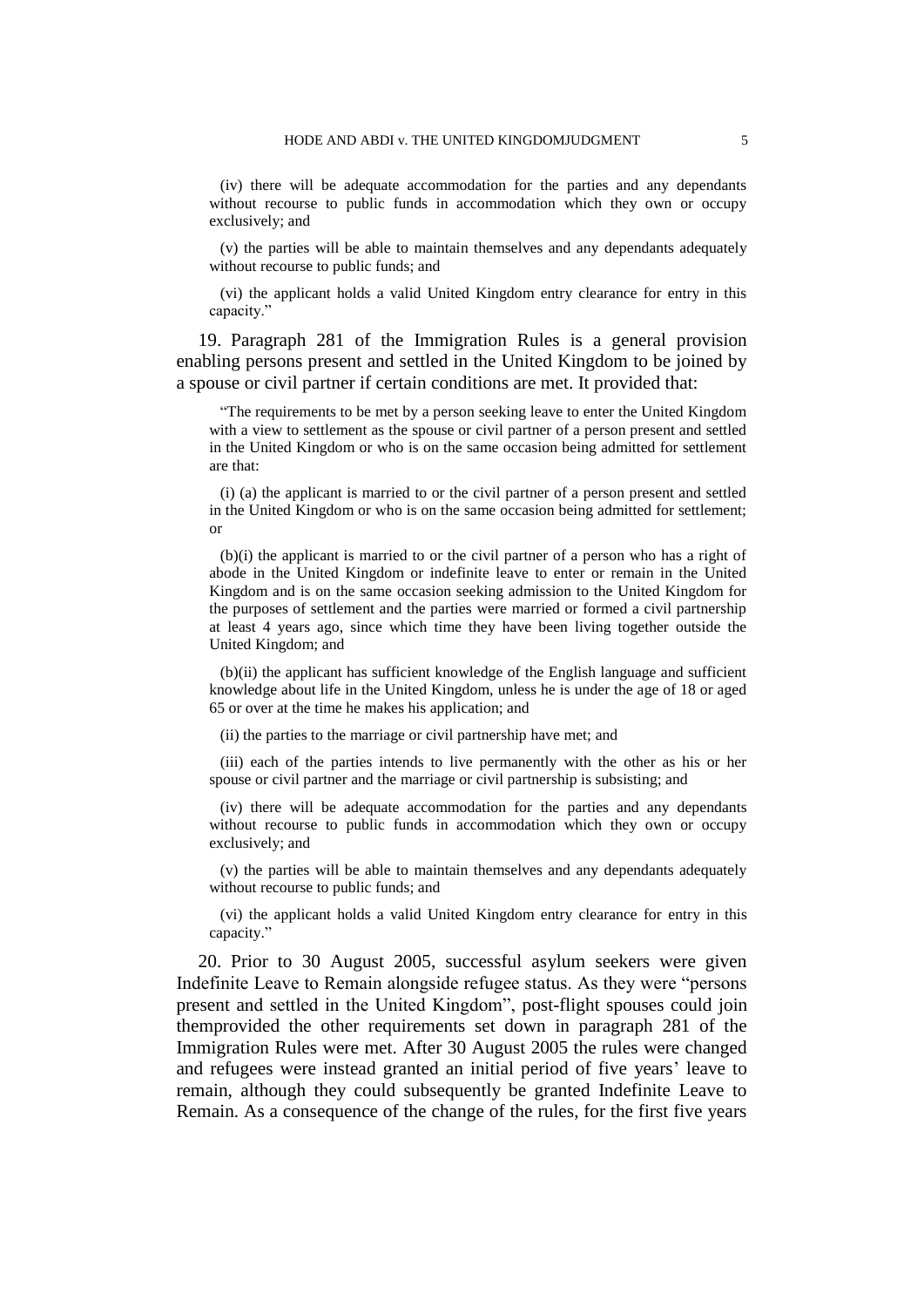(iv) there will be adequate accommodation for the parties and any dependants without recourse to public funds in accommodation which they own or occupy exclusively; and

(v) the parties will be able to maintain themselves and any dependants adequately without recourse to public funds; and

(vi) the applicant holds a valid United Kingdom entry clearance for entry in this capacity."

19. Paragraph 281 of the Immigration Rules is a general provision enabling persons present and settled in the United Kingdom to be joined by a spouse or civil partner if certain conditions are met. It provided that:

> "The requirements to be met by a person seeking leave to enter the United Kingdom with a view to settlement as the spouse or civil partner of a person present and settled in the United Kingdom or who is on the same occasion being admitted for settlement are that:
>
> (i) (a) the applicant is married to or the civil partner of a person present and settled in the United Kingdom or who is on the same occasion being admitted for settlement; or
>
> (b)(i) the applicant is married to or the civil partner of a person who has a right of abode in the United Kingdom or indefinite leave to enter or remain in the United Kingdom and is on the same occasion seeking admission to the United Kingdom for the purposes of settlement and the parties were married or formed a civil partnership at least 4 years ago, since which time they have been living together outside the United Kingdom; and
>
> (b)(ii) the applicant has sufficient knowledge of the English language and sufficient knowledge about life in the United Kingdom, unless he is under the age of 18 or aged 65 or over at the time he makes his application; and
>
> (ii) the parties to the marriage or civil partnership have met; and
>
> (iii) each of the parties intends to live permanently with the other as his or her spouse or civil partner and the marriage or civil partnership is subsisting; and
>
> (iv) there will be adequate accommodation for the parties and any dependants without recourse to public funds in accommodation which they own or occupy exclusively; and
>
> (v) the parties will be able to maintain themselves and any dependants adequately without recourse to public funds; and
>
> (vi) the applicant holds a valid United Kingdom entry clearance for entry in this capacity."

20. Prior to 30 August 2005, successful asylum seekers were given Indefinite Leave to Remain alongside refugee status. As they were "persons present and settled in the United Kingdom", post-flight spouses could join themprovided the other requirements set down in paragraph 281 of the Immigration Rules were met. After 30 August 2005 the rules were changed and refugees were instead granted an initial period of five years' leave to remain, although they could subsequently be granted Indefinite Leave to Remain. As a consequence of the change of the rules, for the first five years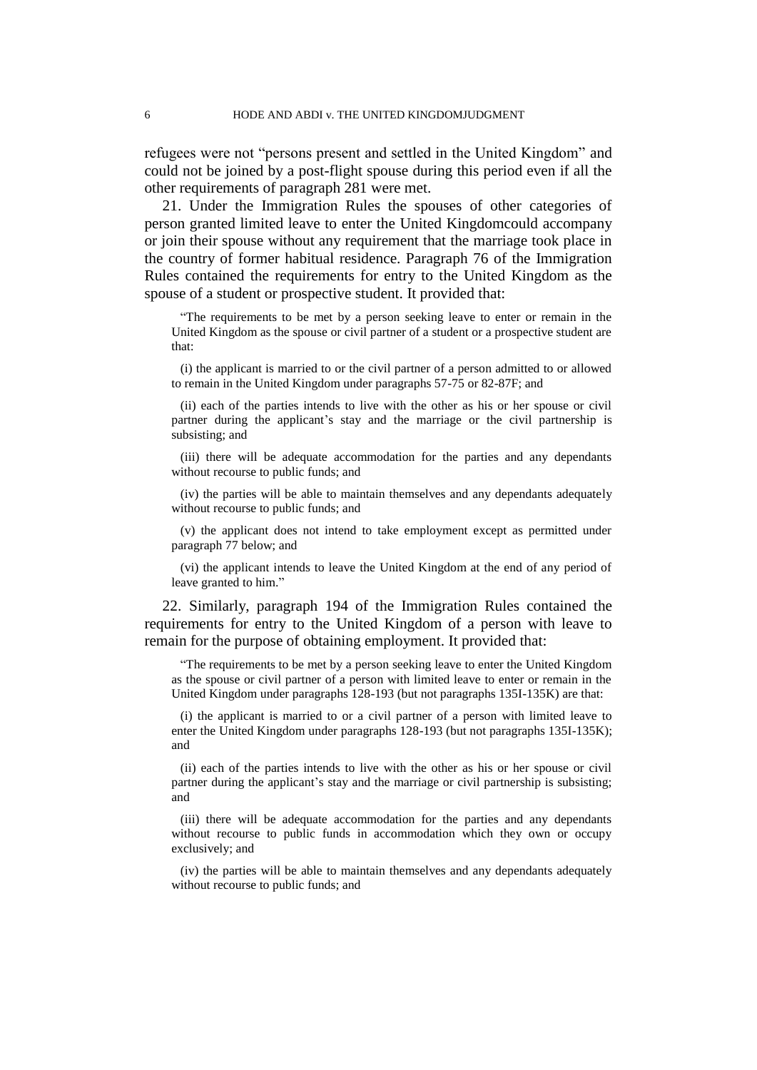refugees were not "persons present and settled in the United Kingdom" and could not be joined by a post-flight spouse during this period even if all the other requirements of paragraph 281 were met.

21. Under the Immigration Rules the spouses of other categories of person granted limited leave to enter the United Kingdomcould accompany or join their spouse without any requirement that the marriage took place in the country of former habitual residence. Paragraph 76 of the Immigration Rules contained the requirements for entry to the United Kingdom as the spouse of a student or prospective student. It provided that:

> "The requirements to be met by a person seeking leave to enter or remain in the United Kingdom as the spouse or civil partner of a student or a prospective student are that:
>
> (i) the applicant is married to or the civil partner of a person admitted to or allowed to remain in the United Kingdom under paragraphs 57-75 or 82-87F; and
>
> (ii) each of the parties intends to live with the other as his or her spouse or civil partner during the applicant's stay and the marriage or the civil partnership is subsisting; and
>
> (iii) there will be adequate accommodation for the parties and any dependants without recourse to public funds; and
>
> (iv) the parties will be able to maintain themselves and any dependants adequately without recourse to public funds; and
>
> (v) the applicant does not intend to take employment except as permitted under paragraph 77 below; and
>
> (vi) the applicant intends to leave the United Kingdom at the end of any period of leave granted to him."

22. Similarly, paragraph 194 of the Immigration Rules contained the requirements for entry to the United Kingdom of a person with leave to remain for the purpose of obtaining employment. It provided that:

> "The requirements to be met by a person seeking leave to enter the United Kingdom as the spouse or civil partner of a person with limited leave to enter or remain in the United Kingdom under paragraphs 128-193 (but not paragraphs 135I-135K) are that:
>
> (i) the applicant is married to or a civil partner of a person with limited leave to enter the United Kingdom under paragraphs 128-193 (but not paragraphs 135I-135K); and
>
> (ii) each of the parties intends to live with the other as his or her spouse or civil partner during the applicant's stay and the marriage or civil partnership is subsisting; and
>
> (iii) there will be adequate accommodation for the parties and any dependants without recourse to public funds in accommodation which they own or occupy exclusively; and
>
> (iv) the parties will be able to maintain themselves and any dependants adequately without recourse to public funds; and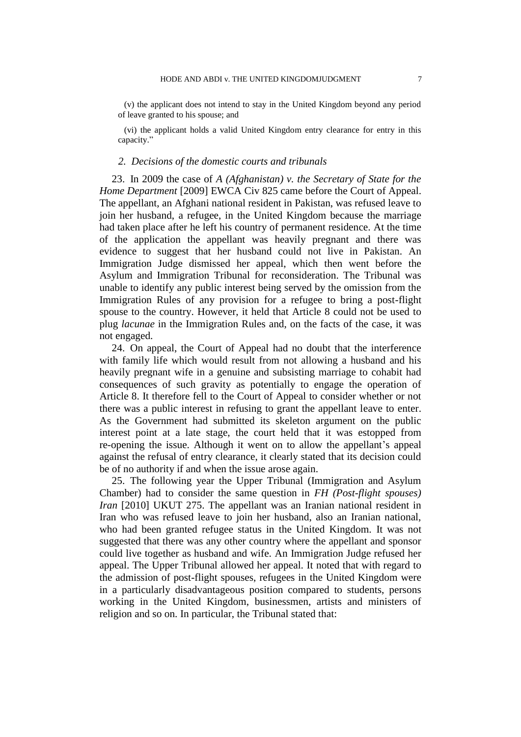(v) the applicant does not intend to stay in the United Kingdom beyond any period of leave granted to his spouse; and

(vi) the applicant holds a valid United Kingdom entry clearance for entry in this capacity."

### *2. Decisions of the domestic courts and tribunals*

23. In 2009 the case of *A (Afghanistan) v. the Secretary of State for the Home Department* [2009] EWCA Civ 825 came before the Court of Appeal. The appellant, an Afghani national resident in Pakistan, was refused leave to join her husband, a refugee, in the United Kingdom because the marriage had taken place after he left his country of permanent residence. At the time of the application the appellant was heavily pregnant and there was evidence to suggest that her husband could not live in Pakistan. An Immigration Judge dismissed her appeal, which then went before the Asylum and Immigration Tribunal for reconsideration. The Tribunal was unable to identify any public interest being served by the omission from the Immigration Rules of any provision for a refugee to bring a post-flight spouse to the country. However, it held that Article 8 could not be used to plug *lacunae* in the Immigration Rules and, on the facts of the case, it was not engaged.

24. On appeal, the Court of Appeal had no doubt that the interference with family life which would result from not allowing a husband and his heavily pregnant wife in a genuine and subsisting marriage to cohabit had consequences of such gravity as potentially to engage the operation of Article 8. It therefore fell to the Court of Appeal to consider whether or not there was a public interest in refusing to grant the appellant leave to enter. As the Government had submitted its skeleton argument on the public interest point at a late stage, the court held that it was estopped from re-opening the issue. Although it went on to allow the appellant's appeal against the refusal of entry clearance, it clearly stated that its decision could be of no authority if and when the issue arose again.

25. The following year the Upper Tribunal (Immigration and Asylum Chamber) had to consider the same question in *FH (Post-flight spouses) Iran* [2010] UKUT 275. The appellant was an Iranian national resident in Iran who was refused leave to join her husband, also an Iranian national, who had been granted refugee status in the United Kingdom. It was not suggested that there was any other country where the appellant and sponsor could live together as husband and wife. An Immigration Judge refused her appeal. The Upper Tribunal allowed her appeal. It noted that with regard to the admission of post-flight spouses, refugees in the United Kingdom were in a particularly disadvantageous position compared to students, persons working in the United Kingdom, businessmen, artists and ministers of religion and so on. In particular, the Tribunal stated that: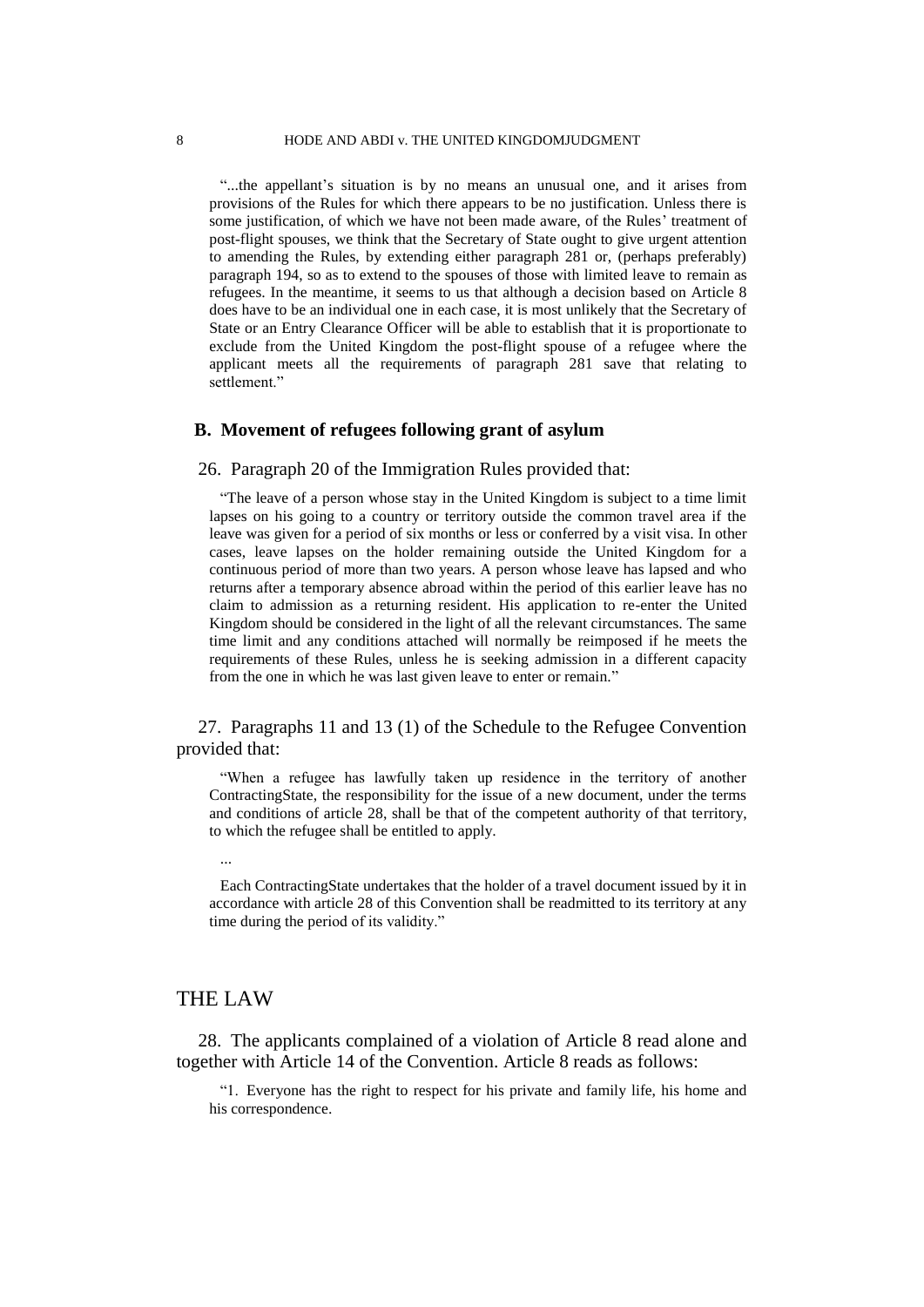"...the appellant's situation is by no means an unusual one, and it arises from provisions of the Rules for which there appears to be no justification. Unless there is some justification, of which we have not been made aware, of the Rules' treatment of post-flight spouses, we think that the Secretary of State ought to give urgent attention to amending the Rules, by extending either paragraph 281 or, (perhaps preferably) paragraph 194, so as to extend to the spouses of those with limited leave to remain as refugees. In the meantime, it seems to us that although a decision based on Article 8 does have to be an individual one in each case, it is most unlikely that the Secretary of State or an Entry Clearance Officer will be able to establish that it is proportionate to exclude from the United Kingdom the post-flight spouse of a refugee where the applicant meets all the requirements of paragraph 281 save that relating to settlement."

## B. Movement of refugees following grant of asylum

26. Paragraph 20 of the Immigration Rules provided that:

"The leave of a person whose stay in the United Kingdom is subject to a time limit lapses on his going to a country or territory outside the common travel area if the leave was given for a period of six months or less or conferred by a visit visa. In other cases, leave lapses on the holder remaining outside the United Kingdom for a continuous period of more than two years. A person whose leave has lapsed and who returns after a temporary absence abroad within the period of this earlier leave has no claim to admission as a returning resident. His application to re-enter the United Kingdom should be considered in the light of all the relevant circumstances. The same time limit and any conditions attached will normally be reimposed if he meets the requirements of these Rules, unless he is seeking admission in a different capacity from the one in which he was last given leave to enter or remain."

27. Paragraphs 11 and 13 (1) of the Schedule to the Refugee Convention provided that:

"When a refugee has lawfully taken up residence in the territory of another ContractingState, the responsibility for the issue of a new document, under the terms and conditions of article 28, shall be that of the competent authority of that territory, to which the refugee shall be entitled to apply.

...

Each ContractingState undertakes that the holder of a travel document issued by it in accordance with article 28 of this Convention shall be readmitted to its territory at any time during the period of its validity."

# THE LAW

28. The applicants complained of a violation of Article 8 read alone and together with Article 14 of the Convention. Article 8 reads as follows:

"1. Everyone has the right to respect for his private and family life, his home and his correspondence.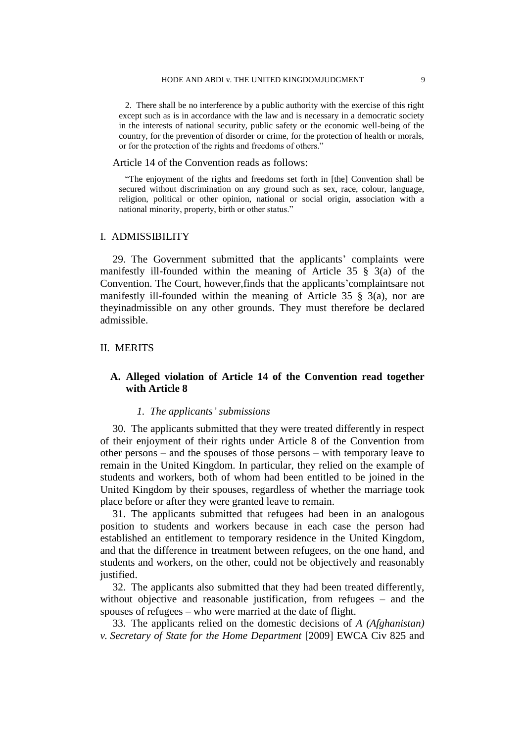2. There shall be no interference by a public authority with the exercise of this right except such as is in accordance with the law and is necessary in a democratic society in the interests of national security, public safety or the economic well-being of the country, for the prevention of disorder or crime, for the protection of health or morals, or for the protection of the rights and freedoms of others."

Article 14 of the Convention reads as follows:

> "The enjoyment of the rights and freedoms set forth in [the] Convention shall be secured without discrimination on any ground such as sex, race, colour, language, religion, political or other opinion, national or social origin, association with a national minority, property, birth or other status."

## I. ADMISSIBILITY

29. The Government submitted that the applicants' complaints were manifestly ill-founded within the meaning of Article 35 § 3(a) of the Convention. The Court, however,finds that the applicants'complaintsare not manifestly ill-founded within the meaning of Article 35 § 3(a), nor are theyinadmissible on any other grounds. They must therefore be declared admissible.

## II. MERITS

### A. Alleged violation of Article 14 of the Convention read together with Article 8

#### *1. The applicants' submissions*

30. The applicants submitted that they were treated differently in respect of their enjoyment of their rights under Article 8 of the Convention from other persons – and the spouses of those persons – with temporary leave to remain in the United Kingdom. In particular, they relied on the example of students and workers, both of whom had been entitled to be joined in the United Kingdom by their spouses, regardless of whether the marriage took place before or after they were granted leave to remain.

31. The applicants submitted that refugees had been in an analogous position to students and workers because in each case the person had established an entitlement to temporary residence in the United Kingdom, and that the difference in treatment between refugees, on the one hand, and students and workers, on the other, could not be objectively and reasonably justified.

32. The applicants also submitted that they had been treated differently, without objective and reasonable justification, from refugees – and the spouses of refugees – who were married at the date of flight.

33. The applicants relied on the domestic decisions of *A (Afghanistan) v. Secretary of State for the Home Department* [2009] EWCA Civ 825 and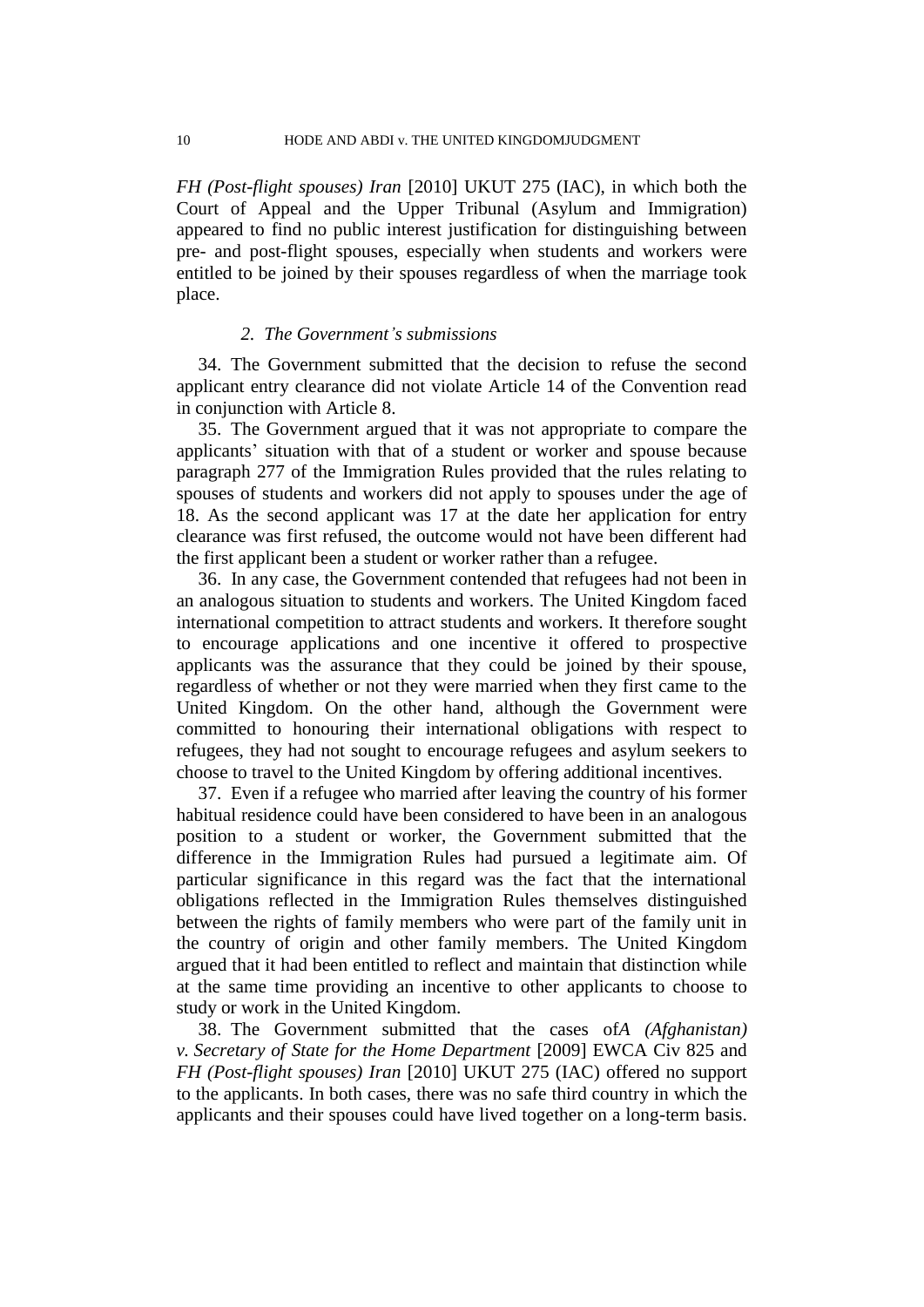*FH (Post-flight spouses) Iran* [2010] UKUT 275 (IAC), in which both the Court of Appeal and the Upper Tribunal (Asylum and Immigration) appeared to find no public interest justification for distinguishing between pre- and post-flight spouses, especially when students and workers were entitled to be joined by their spouses regardless of when the marriage took place.

### *2. The Government's submissions*

34. The Government submitted that the decision to refuse the second applicant entry clearance did not violate Article 14 of the Convention read in conjunction with Article 8.

35. The Government argued that it was not appropriate to compare the applicants' situation with that of a student or worker and spouse because paragraph 277 of the Immigration Rules provided that the rules relating to spouses of students and workers did not apply to spouses under the age of 18. As the second applicant was 17 at the date her application for entry clearance was first refused, the outcome would not have been different had the first applicant been a student or worker rather than a refugee.

36. In any case, the Government contended that refugees had not been in an analogous situation to students and workers. The United Kingdom faced international competition to attract students and workers. It therefore sought to encourage applications and one incentive it offered to prospective applicants was the assurance that they could be joined by their spouse, regardless of whether or not they were married when they first came to the United Kingdom. On the other hand, although the Government were committed to honouring their international obligations with respect to refugees, they had not sought to encourage refugees and asylum seekers to choose to travel to the United Kingdom by offering additional incentives.

37. Even if a refugee who married after leaving the country of his former habitual residence could have been considered to have been in an analogous position to a student or worker, the Government submitted that the difference in the Immigration Rules had pursued a legitimate aim. Of particular significance in this regard was the fact that the international obligations reflected in the Immigration Rules themselves distinguished between the rights of family members who were part of the family unit in the country of origin and other family members. The United Kingdom argued that it had been entitled to reflect and maintain that distinction while at the same time providing an incentive to other applicants to choose to study or work in the United Kingdom.

38. The Government submitted that the cases of *A (Afghanistan) v. Secretary of State for the Home Department* [2009] EWCA Civ 825 and *FH (Post-flight spouses) Iran* [2010] UKUT 275 (IAC) offered no support to the applicants. In both cases, there was no safe third country in which the applicants and their spouses could have lived together on a long-term basis.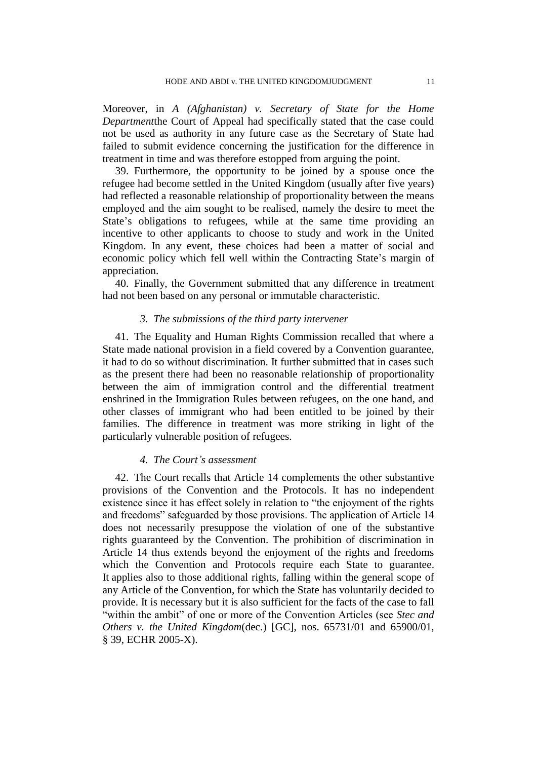Moreover, in *A (Afghanistan) v. Secretary of State for the Home Department*the Court of Appeal had specifically stated that the case could not be used as authority in any future case as the Secretary of State had failed to submit evidence concerning the justification for the difference in treatment in time and was therefore estopped from arguing the point.

39. Furthermore, the opportunity to be joined by a spouse once the refugee had become settled in the United Kingdom (usually after five years) had reflected a reasonable relationship of proportionality between the means employed and the aim sought to be realised, namely the desire to meet the State's obligations to refugees, while at the same time providing an incentive to other applicants to choose to study and work in the United Kingdom. In any event, these choices had been a matter of social and economic policy which fell well within the Contracting State's margin of appreciation.

40. Finally, the Government submitted that any difference in treatment had not been based on any personal or immutable characteristic.

### *3. The submissions of the third party intervener*

41. The Equality and Human Rights Commission recalled that where a State made national provision in a field covered by a Convention guarantee, it had to do so without discrimination. It further submitted that in cases such as the present there had been no reasonable relationship of proportionality between the aim of immigration control and the differential treatment enshrined in the Immigration Rules between refugees, on the one hand, and other classes of immigrant who had been entitled to be joined by their families. The difference in treatment was more striking in light of the particularly vulnerable position of refugees.

### *4. The Court's assessment*

42. The Court recalls that Article 14 complements the other substantive provisions of the Convention and the Protocols. It has no independent existence since it has effect solely in relation to "the enjoyment of the rights and freedoms" safeguarded by those provisions. The application of Article 14 does not necessarily presuppose the violation of one of the substantive rights guaranteed by the Convention. The prohibition of discrimination in Article 14 thus extends beyond the enjoyment of the rights and freedoms which the Convention and Protocols require each State to guarantee. It applies also to those additional rights, falling within the general scope of any Article of the Convention, for which the State has voluntarily decided to provide. It is necessary but it is also sufficient for the facts of the case to fall "within the ambit" of one or more of the Convention Articles (see *Stec and Others v. the United Kingdom*(dec.) [GC], nos. 65731/01 and 65900/01, § 39, ECHR 2005-X).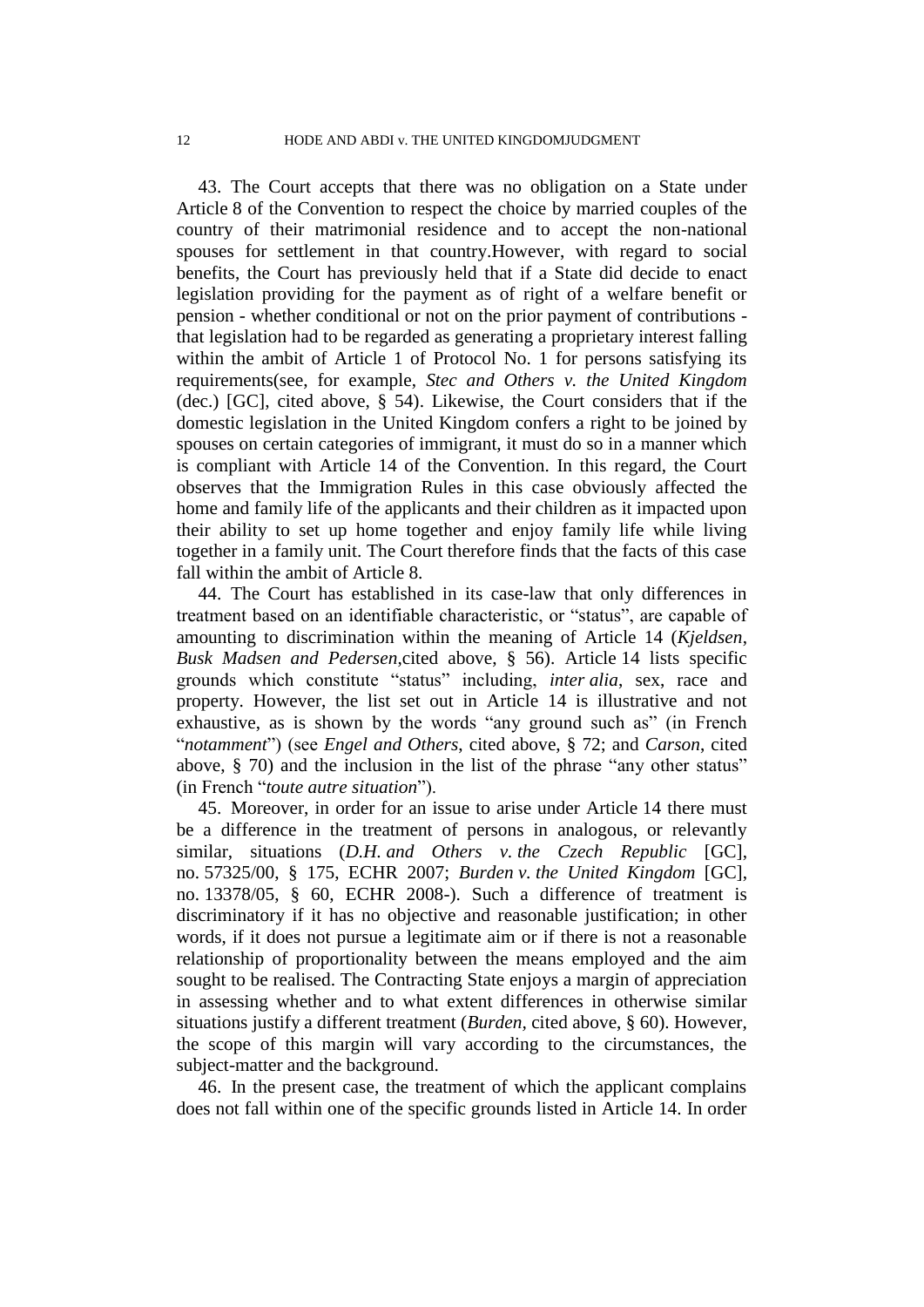43. The Court accepts that there was no obligation on a State under Article 8 of the Convention to respect the choice by married couples of the country of their matrimonial residence and to accept the non-national spouses for settlement in that country.However, with regard to social benefits, the Court has previously held that if a State did decide to enact legislation providing for the payment as of right of a welfare benefit or pension - whether conditional or not on the prior payment of contributions - that legislation had to be regarded as generating a proprietary interest falling within the ambit of Article 1 of Protocol No. 1 for persons satisfying its requirements(see, for example, *Stec and Others v. the United Kingdom* (dec.) [GC], cited above, § 54). Likewise, the Court considers that if the domestic legislation in the United Kingdom confers a right to be joined by spouses on certain categories of immigrant, it must do so in a manner which is compliant with Article 14 of the Convention. In this regard, the Court observes that the Immigration Rules in this case obviously affected the home and family life of the applicants and their children as it impacted upon their ability to set up home together and enjoy family life while living together in a family unit. The Court therefore finds that the facts of this case fall within the ambit of Article 8.

44. The Court has established in its case-law that only differences in treatment based on an identifiable characteristic, or "status", are capable of amounting to discrimination within the meaning of Article 14 (*Kjeldsen, Busk Madsen and Pedersen*,cited above, § 56). Article 14 lists specific grounds which constitute "status" including, *inter alia*, sex, race and property. However, the list set out in Article 14 is illustrative and not exhaustive, as is shown by the words "any ground such as" (in French "*notamment*") (see *Engel and Others*, cited above, § 72; and *Carson*, cited above, § 70) and the inclusion in the list of the phrase "any other status" (in French "*toute autre situation*").

45. Moreover, in order for an issue to arise under Article 14 there must be a difference in the treatment of persons in analogous, or relevantly similar, situations (*D.H. and Others v. the Czech Republic* [GC], no. 57325/00, § 175, ECHR 2007; *Burden v. the United Kingdom* [GC], no. 13378/05, § 60, ECHR 2008-). Such a difference of treatment is discriminatory if it has no objective and reasonable justification; in other words, if it does not pursue a legitimate aim or if there is not a reasonable relationship of proportionality between the means employed and the aim sought to be realised. The Contracting State enjoys a margin of appreciation in assessing whether and to what extent differences in otherwise similar situations justify a different treatment (*Burden*, cited above, § 60). However, the scope of this margin will vary according to the circumstances, the subject-matter and the background.

46. In the present case, the treatment of which the applicant complains does not fall within one of the specific grounds listed in Article 14. In order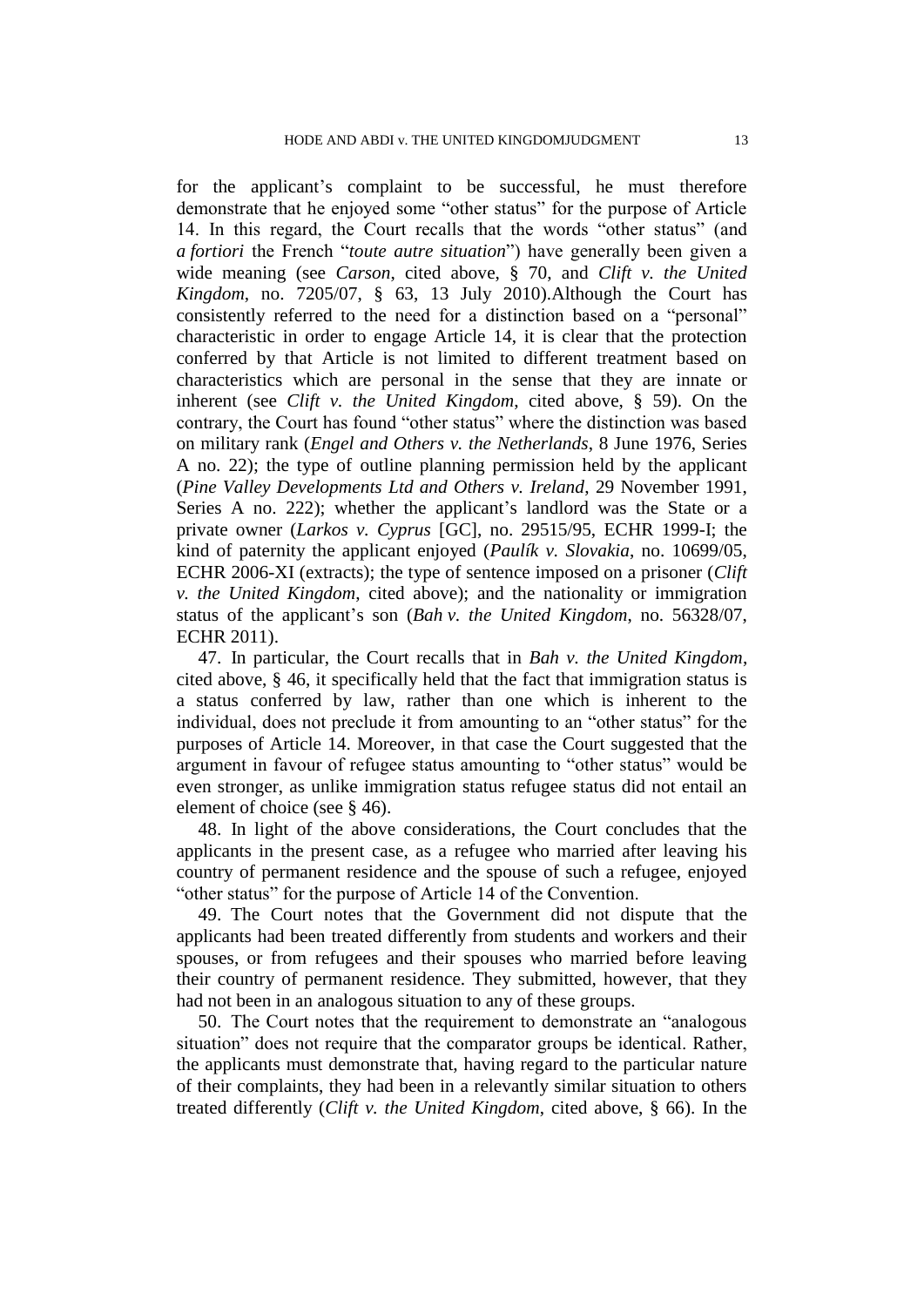for the applicant's complaint to be successful, he must therefore demonstrate that he enjoyed some "other status" for the purpose of Article 14. In this regard, the Court recalls that the words "other status" (and *a fortiori* the French "*toute autre situation*") have generally been given a wide meaning (see *Carson*, cited above, § 70, and *Clift v. the United Kingdom*, no. 7205/07, § 63, 13 July 2010).Although the Court has consistently referred to the need for a distinction based on a "personal" characteristic in order to engage Article 14, it is clear that the protection conferred by that Article is not limited to different treatment based on characteristics which are personal in the sense that they are innate or inherent (see *Clift v. the United Kingdom*, cited above, § 59). On the contrary, the Court has found "other status" where the distinction was based on military rank (*Engel and Others v. the Netherlands*, 8 June 1976, Series A no. 22); the type of outline planning permission held by the applicant (*Pine Valley Developments Ltd and Others v. Ireland*, 29 November 1991, Series A no. 222); whether the applicant's landlord was the State or a private owner (*Larkos v. Cyprus* [GC], no. 29515/95, ECHR 1999-I; the kind of paternity the applicant enjoyed (*Paulík v. Slovakia*, no. 10699/05, ECHR 2006-XI (extracts); the type of sentence imposed on a prisoner (*Clift v. the United Kingdom*, cited above); and the nationality or immigration status of the applicant's son (*Bah v. the United Kingdom*, no. 56328/07, ECHR 2011).

47. In particular, the Court recalls that in *Bah v. the United Kingdom*, cited above, § 46, it specifically held that the fact that immigration status is a status conferred by law, rather than one which is inherent to the individual, does not preclude it from amounting to an "other status" for the purposes of Article 14. Moreover, in that case the Court suggested that the argument in favour of refugee status amounting to "other status" would be even stronger, as unlike immigration status refugee status did not entail an element of choice (see § 46).

48. In light of the above considerations, the Court concludes that the applicants in the present case, as a refugee who married after leaving his country of permanent residence and the spouse of such a refugee, enjoyed "other status" for the purpose of Article 14 of the Convention.

49. The Court notes that the Government did not dispute that the applicants had been treated differently from students and workers and their spouses, or from refugees and their spouses who married before leaving their country of permanent residence. They submitted, however, that they had not been in an analogous situation to any of these groups.

50. The Court notes that the requirement to demonstrate an "analogous situation" does not require that the comparator groups be identical. Rather, the applicants must demonstrate that, having regard to the particular nature of their complaints, they had been in a relevantly similar situation to others treated differently (*Clift v. the United Kingdom*, cited above, § 66). In the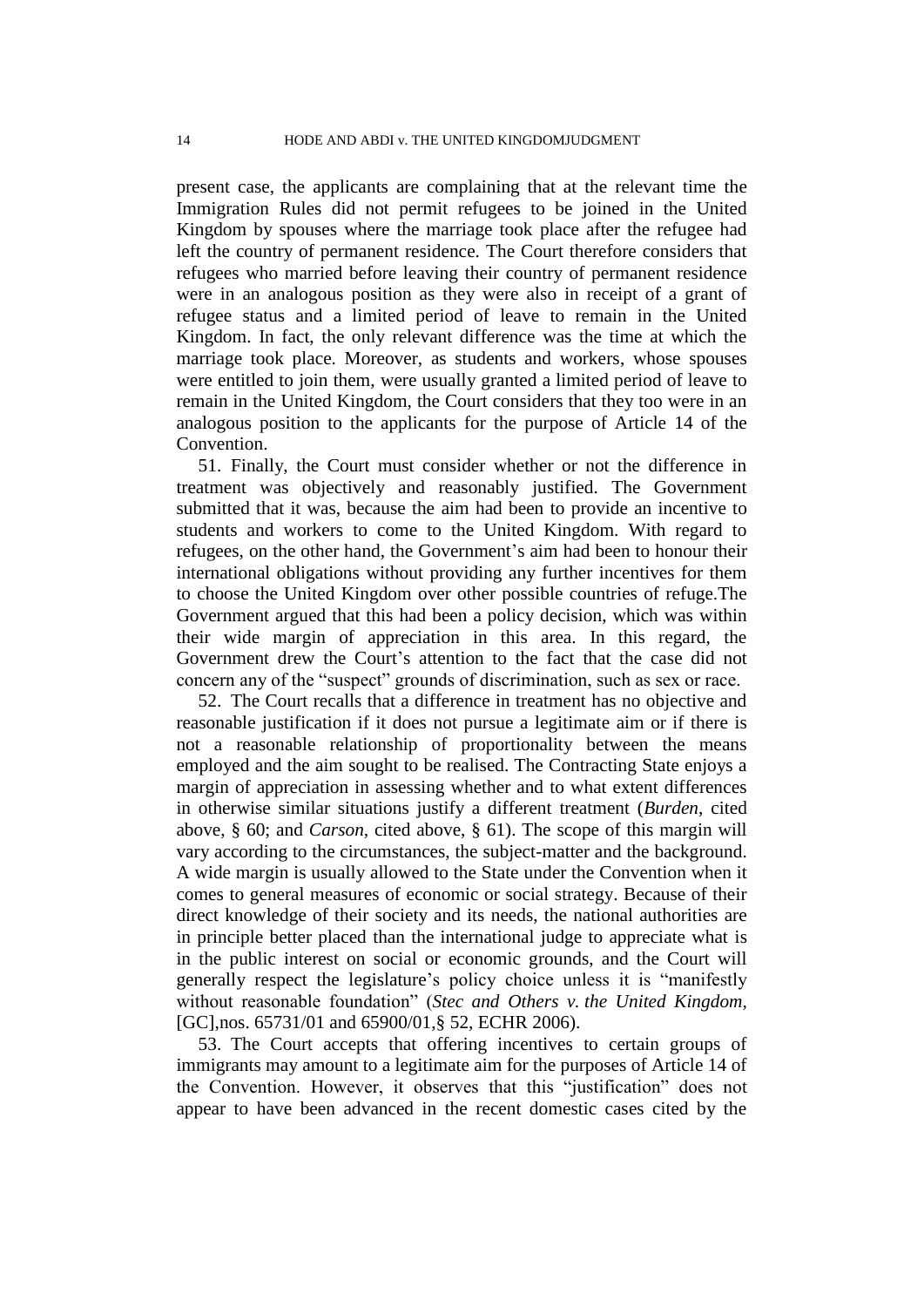present case, the applicants are complaining that at the relevant time the Immigration Rules did not permit refugees to be joined in the United Kingdom by spouses where the marriage took place after the refugee had left the country of permanent residence. The Court therefore considers that refugees who married before leaving their country of permanent residence were in an analogous position as they were also in receipt of a grant of refugee status and a limited period of leave to remain in the United Kingdom. In fact, the only relevant difference was the time at which the marriage took place. Moreover, as students and workers, whose spouses were entitled to join them, were usually granted a limited period of leave to remain in the United Kingdom, the Court considers that they too were in an analogous position to the applicants for the purpose of Article 14 of the Convention.

51. Finally, the Court must consider whether or not the difference in treatment was objectively and reasonably justified. The Government submitted that it was, because the aim had been to provide an incentive to students and workers to come to the United Kingdom. With regard to refugees, on the other hand, the Government's aim had been to honour their international obligations without providing any further incentives for them to choose the United Kingdom over other possible countries of refuge.The Government argued that this had been a policy decision, which was within their wide margin of appreciation in this area. In this regard, the Government drew the Court's attention to the fact that the case did not concern any of the "suspect" grounds of discrimination, such as sex or race.

52. The Court recalls that a difference in treatment has no objective and reasonable justification if it does not pursue a legitimate aim or if there is not a reasonable relationship of proportionality between the means employed and the aim sought to be realised. The Contracting State enjoys a margin of appreciation in assessing whether and to what extent differences in otherwise similar situations justify a different treatment (*Burden*, cited above, § 60; and *Carson*, cited above, § 61). The scope of this margin will vary according to the circumstances, the subject-matter and the background. A wide margin is usually allowed to the State under the Convention when it comes to general measures of economic or social strategy. Because of their direct knowledge of their society and its needs, the national authorities are in principle better placed than the international judge to appreciate what is in the public interest on social or economic grounds, and the Court will generally respect the legislature's policy choice unless it is "manifestly without reasonable foundation" (*Stec and Others v. the United Kingdom*, [GC],nos. 65731/01 and 65900/01,§ 52, ECHR 2006).

53. The Court accepts that offering incentives to certain groups of immigrants may amount to a legitimate aim for the purposes of Article 14 of the Convention. However, it observes that this "justification" does not appear to have been advanced in the recent domestic cases cited by the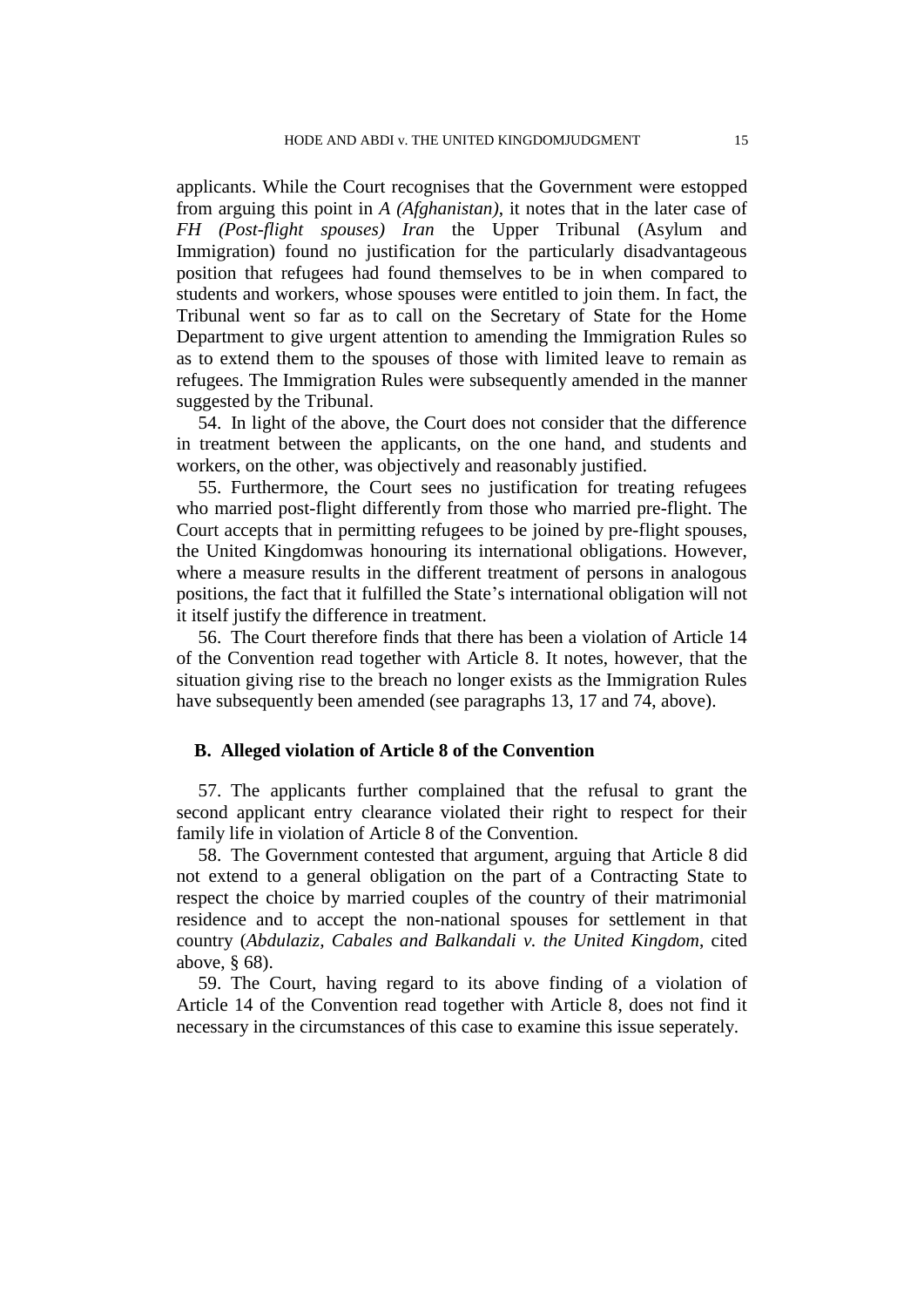applicants. While the Court recognises that the Government were estopped from arguing this point in *A (Afghanistan)*, it notes that in the later case of *FH (Post-flight spouses) Iran* the Upper Tribunal (Asylum and Immigration) found no justification for the particularly disadvantageous position that refugees had found themselves to be in when compared to students and workers, whose spouses were entitled to join them. In fact, the Tribunal went so far as to call on the Secretary of State for the Home Department to give urgent attention to amending the Immigration Rules so as to extend them to the spouses of those with limited leave to remain as refugees. The Immigration Rules were subsequently amended in the manner suggested by the Tribunal.

54. In light of the above, the Court does not consider that the difference in treatment between the applicants, on the one hand, and students and workers, on the other, was objectively and reasonably justified.

55. Furthermore, the Court sees no justification for treating refugees who married post-flight differently from those who married pre-flight. The Court accepts that in permitting refugees to be joined by pre-flight spouses, the United Kingdomwas honouring its international obligations. However, where a measure results in the different treatment of persons in analogous positions, the fact that it fulfilled the State's international obligation will not it itself justify the difference in treatment.

56. The Court therefore finds that there has been a violation of Article 14 of the Convention read together with Article 8. It notes, however, that the situation giving rise to the breach no longer exists as the Immigration Rules have subsequently been amended (see paragraphs 13, 17 and 74, above).

### B. Alleged violation of Article 8 of the Convention

57. The applicants further complained that the refusal to grant the second applicant entry clearance violated their right to respect for their family life in violation of Article 8 of the Convention.

58. The Government contested that argument, arguing that Article 8 did not extend to a general obligation on the part of a Contracting State to respect the choice by married couples of the country of their matrimonial residence and to accept the non-national spouses for settlement in that country (*Abdulaziz, Cabales and Balkandali v. the United Kingdom*, cited above, § 68).

59. The Court, having regard to its above finding of a violation of Article 14 of the Convention read together with Article 8, does not find it necessary in the circumstances of this case to examine this issue seperately.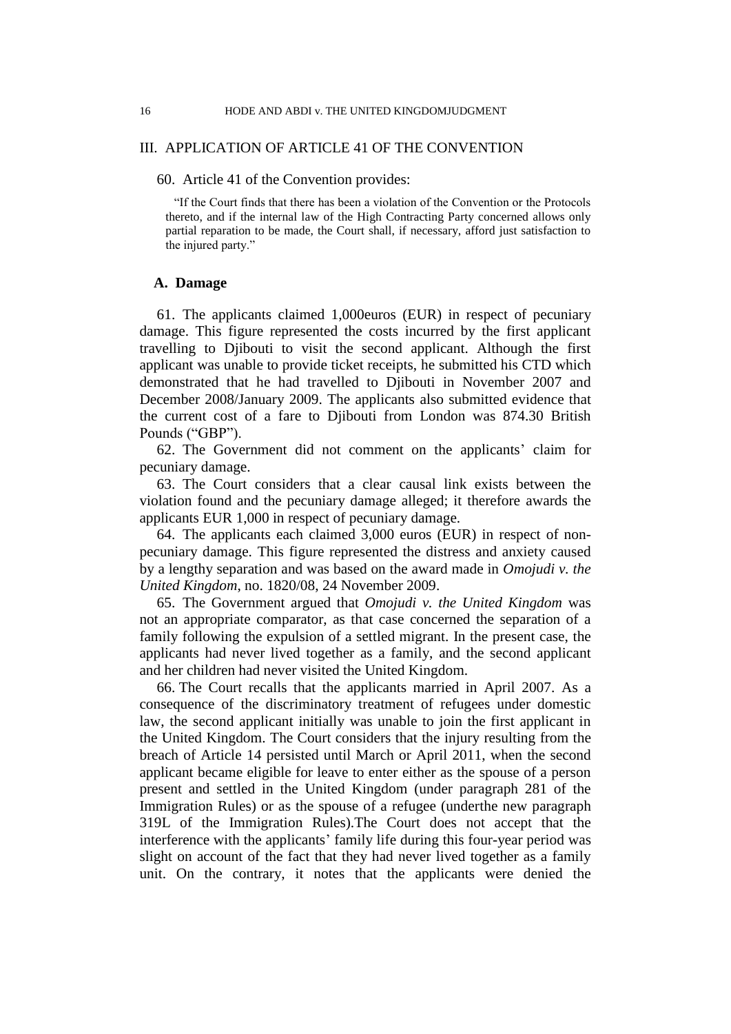## III. APPLICATION OF ARTICLE 41 OF THE CONVENTION

60. Article 41 of the Convention provides:

> "If the Court finds that there has been a violation of the Convention or the Protocols thereto, and if the internal law of the High Contracting Party concerned allows only partial reparation to be made, the Court shall, if necessary, afford just satisfaction to the injured party."

### A. Damage

61. The applicants claimed 1,000euros (EUR) in respect of pecuniary damage. This figure represented the costs incurred by the first applicant travelling to Djibouti to visit the second applicant. Although the first applicant was unable to provide ticket receipts, he submitted his CTD which demonstrated that he had travelled to Djibouti in November 2007 and December 2008/January 2009. The applicants also submitted evidence that the current cost of a fare to Djibouti from London was 874.30 British Pounds ("GBP").

62. The Government did not comment on the applicants' claim for pecuniary damage.

63. The Court considers that a clear causal link exists between the violation found and the pecuniary damage alleged; it therefore awards the applicants EUR 1,000 in respect of pecuniary damage.

64. The applicants each claimed 3,000 euros (EUR) in respect of non-pecuniary damage. This figure represented the distress and anxiety caused by a lengthy separation and was based on the award made in *Omojudi v. the United Kingdom*, no. 1820/08, 24 November 2009.

65. The Government argued that *Omojudi v. the United Kingdom* was not an appropriate comparator, as that case concerned the separation of a family following the expulsion of a settled migrant. In the present case, the applicants had never lived together as a family, and the second applicant and her children had never visited the United Kingdom.

66. The Court recalls that the applicants married in April 2007. As a consequence of the discriminatory treatment of refugees under domestic law, the second applicant initially was unable to join the first applicant in the United Kingdom. The Court considers that the injury resulting from the breach of Article 14 persisted until March or April 2011, when the second applicant became eligible for leave to enter either as the spouse of a person present and settled in the United Kingdom (under paragraph 281 of the Immigration Rules) or as the spouse of a refugee (underthe new paragraph 319L of the Immigration Rules).The Court does not accept that the interference with the applicants' family life during this four-year period was slight on account of the fact that they had never lived together as a family unit. On the contrary, it notes that the applicants were denied the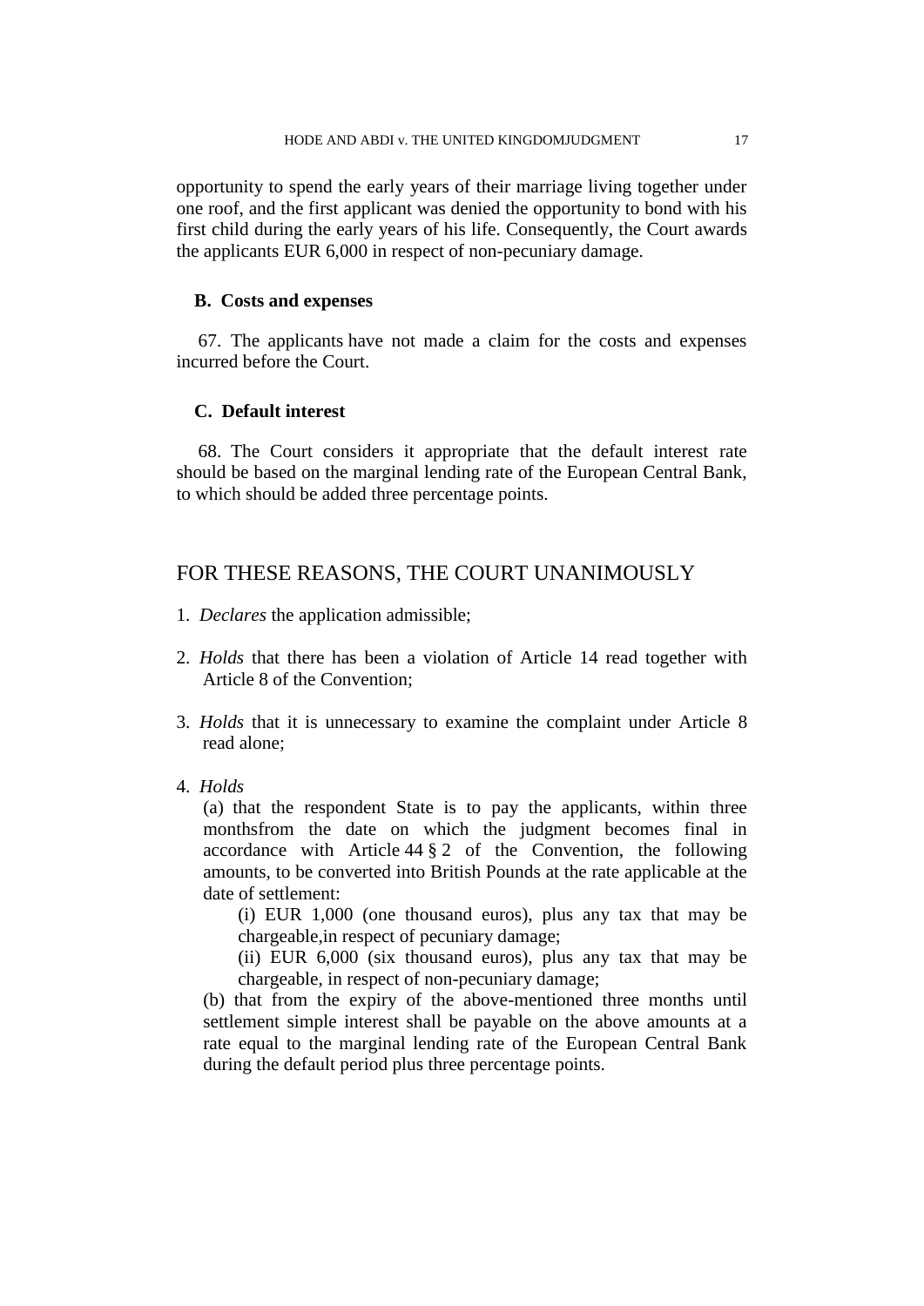opportunity to spend the early years of their marriage living together under one roof, and the first applicant was denied the opportunity to bond with his first child during the early years of his life. Consequently, the Court awards the applicants EUR 6,000 in respect of non-pecuniary damage.

### B. Costs and expenses

67. The applicants have not made a claim for the costs and expenses incurred before the Court.

### C. Default interest

68. The Court considers it appropriate that the default interest rate should be based on the marginal lending rate of the European Central Bank, to which should be added three percentage points.

## FOR THESE REASONS, THE COURT UNANIMOUSLY

1. *Declares* the application admissible;

2. *Holds* that there has been a violation of Article 14 read together with Article 8 of the Convention;

3. *Holds* that it is unnecessary to examine the complaint under Article 8 read alone;

4. *Holds*

   (a) that the respondent State is to pay the applicants, within three monthsfrom the date on which the judgment becomes final in accordance with Article 44 § 2 of the Convention, the following amounts, to be converted into British Pounds at the rate applicable at the date of settlement:

   (i) EUR 1,000 (one thousand euros), plus any tax that may be chargeable,in respect of pecuniary damage;

   (ii) EUR 6,000 (six thousand euros), plus any tax that may be chargeable, in respect of non-pecuniary damage;

   (b) that from the expiry of the above-mentioned three months until settlement simple interest shall be payable on the above amounts at a rate equal to the marginal lending rate of the European Central Bank during the default period plus three percentage points.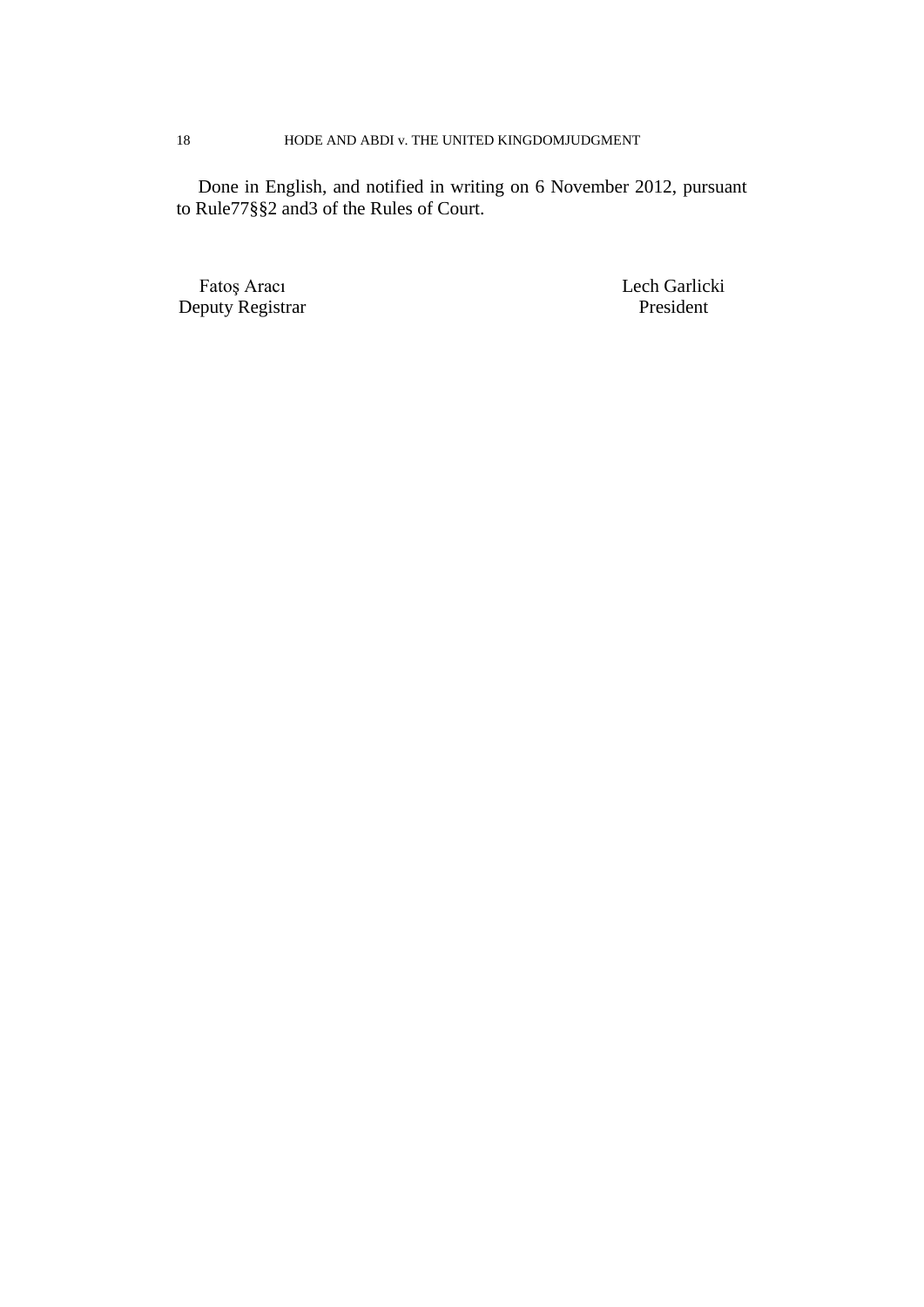Done in English, and notified in writing on 6 November 2012, pursuant to Rule77§§2 and3 of the Rules of Court.

| | |
|---|---|
| Fatoş Aracı | Lech Garlicki |
| Deputy Registrar | President |